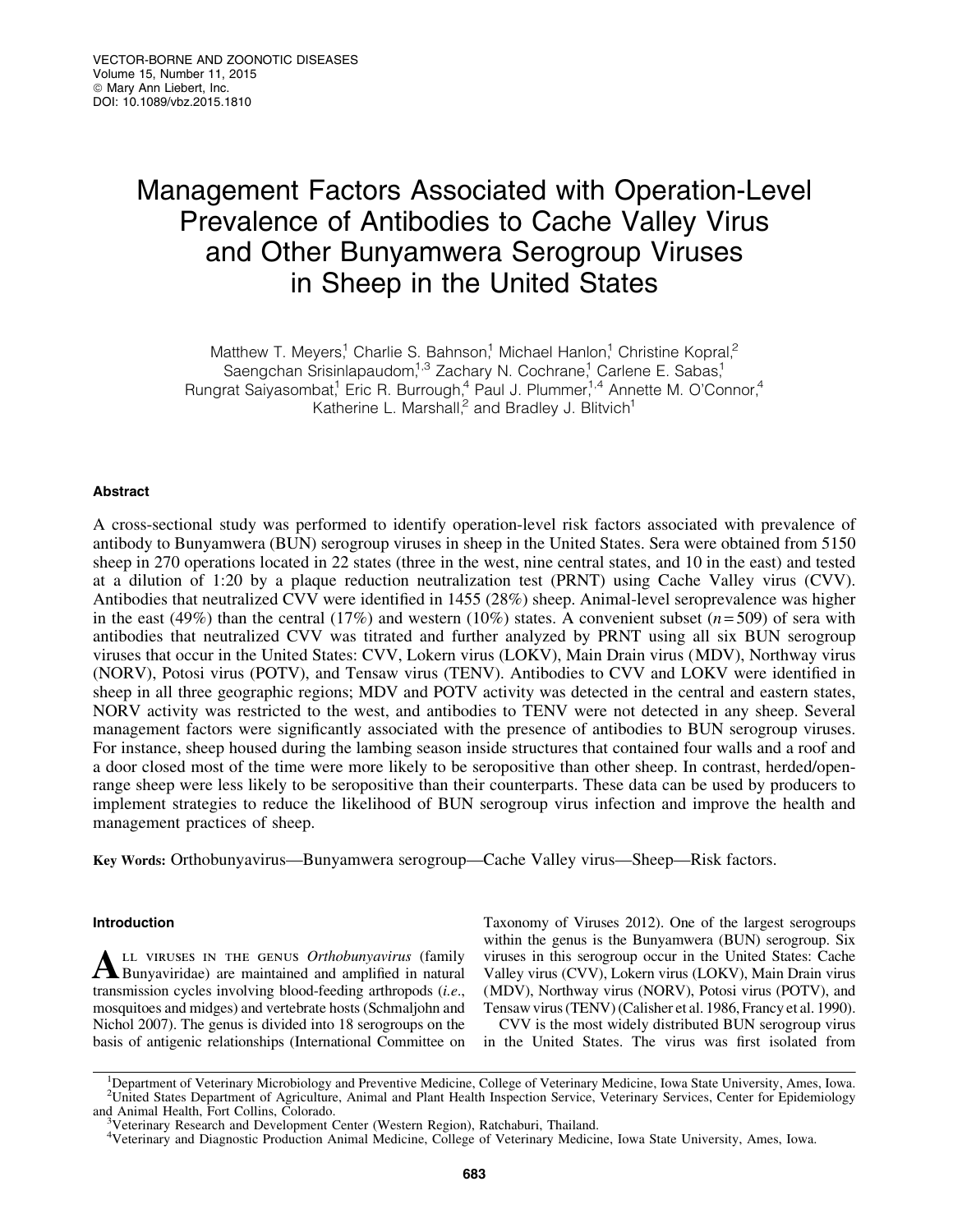# Management Factors Associated with Operation-Level Prevalence of Antibodies to Cache Valley Virus and Other Bunyamwera Serogroup Viruses in Sheep in the United States

Matthew T. Meyers,[1] Charlie S. Bahnson,[1] Michael Hanlon,[1] Christine Kopral,[2] Saengchan Srisinlapaudom,[1,3] Zachary N. Cochrane,[1] Carlene E. Sabas,[1] Rungrat Saiyasombat,[1] Eric R. Burrough,[4] Paul J. Plummer,[1,4] Annette M. O'Connor,[4] Katherine L. Marshall,[2] and Bradley J. Blitvich[1]

## Abstract

A cross-sectional study was performed to identify operation-level risk factors associated with prevalence of antibody to Bunyamwera (BUN) serogroup viruses in sheep in the United States. Sera were obtained from 5150 sheep in 270 operations located in 22 states (three in the west, nine central states, and 10 in the east) and tested at a dilution of 1:20 by a plaque reduction neutralization test (PRNT) using Cache Valley virus (CVV). Antibodies that neutralized CVV were identified in 1455 (28%) sheep. Animal-level seroprevalence was higher in the east (49%) than the central (17%) and western (10%) states. A convenient subset ($n = 509$) of sera with antibodies that neutralized CVV was titrated and further analyzed by PRNT using all six BUN serogroup viruses that occur in the United States: CVV, Lokern virus (LOKV), Main Drain virus (MDV), Northway virus (NORV), Potosi virus (POTV), and Tensaw virus (TENV). Antibodies to CVV and LOKV were identified in sheep in all three geographic regions; MDV and POTV activity was detected in the central and eastern states, NORV activity was restricted to the west, and antibodies to TENV were not detected in any sheep. Several management factors were significantly associated with the presence of antibodies to BUN serogroup viruses. For instance, sheep housed during the lambing season inside structures that contained four walls and a roof and a door closed most of the time were more likely to be seropositive than other sheep. In contrast, herded/open-range sheep were less likely to be seropositive than their counterparts. These data can be used by producers to implement strategies to reduce the likelihood of BUN serogroup virus infection and improve the health and management practices of sheep.

**Key Words:** Orthobunyavirus—Bunyamwera serogroup—Cache Valley virus—Sheep—Risk factors.

## Introduction

All viruses in the genus *Orthobunyavirus* (family Bunyaviridae) are maintained and amplified in natural transmission cycles involving blood-feeding arthropods (*i.e.*, mosquitoes and midges) and vertebrate hosts (Schmaljohn and Nichol 2007). The genus is divided into 18 serogroups on the basis of antigenic relationships (International Committee on Taxonomy of Viruses 2012). One of the largest serogroups within the genus is the Bunyamwera (BUN) serogroup. Six viruses in this serogroup occur in the United States: Cache Valley virus (CVV), Lokern virus (LOKV), Main Drain virus (MDV), Northway virus (NORV), Potosi virus (POTV), and Tensaw virus (TENV) (Calisher et al. 1986, Francy et al. 1990).

CVV is the most widely distributed BUN serogroup virus in the United States. The virus was first isolated from

[1]Department of Veterinary Microbiology and Preventive Medicine, College of Veterinary Medicine, Iowa State University, Ames, Iowa.
[2]United States Department of Agriculture, Animal and Plant Health Inspection Service, Veterinary Services, Center for Epidemiology and Animal Health, Fort Collins, Colorado.
[3]Veterinary Research and Development Center (Western Region), Ratchaburi, Thailand.
[4]Veterinary and Diagnostic Production Animal Medicine, College of Veterinary Medicine, Iowa State University, Ames, Iowa.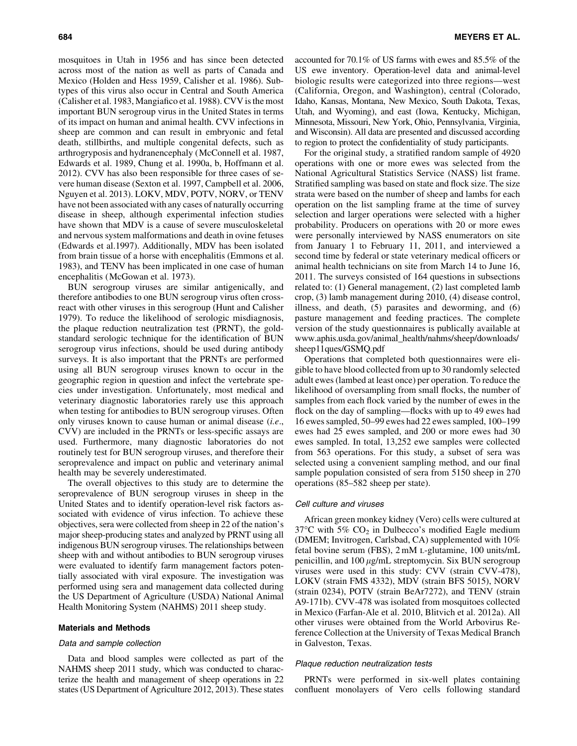mosquitoes in Utah in 1956 and has since been detected across most of the nation as well as parts of Canada and Mexico (Holden and Hess 1959, Calisher et al. 1986). Subtypes of this virus also occur in Central and South America (Calisher et al. 1983, Mangiafico et al. 1988). CVV is the most important BUN serogroup virus in the United States in terms of its impact on human and animal health. CVV infections in sheep are common and can result in embryonic and fetal death, stillbirths, and multiple congenital defects, such as arthrogryposis and hydranencephaly (McConnell et al. 1987, Edwards et al. 1989, Chung et al. 1990a, b, Hoffmann et al. 2012). CVV has also been responsible for three cases of severe human disease (Sexton et al. 1997, Campbell et al. 2006, Nguyen et al. 2013). LOKV, MDV, POTV, NORV, or TENV have not been associated with any cases of naturally occurring disease in sheep, although experimental infection studies have shown that MDV is a cause of severe musculoskeletal and nervous system malformations and death in ovine fetuses (Edwards et al.1997). Additionally, MDV has been isolated from brain tissue of a horse with encephalitis (Emmons et al. 1983), and TENV has been implicated in one case of human encephalitis (McGowan et al. 1973).

BUN serogroup viruses are similar antigenically, and therefore antibodies to one BUN serogroup virus often cross-react with other viruses in this serogroup (Hunt and Calisher 1979). To reduce the likelihood of serologic misdiagnosis, the plaque reduction neutralization test (PRNT), the gold-standard serologic technique for the identification of BUN serogroup virus infections, should be used during antibody surveys. It is also important that the PRNTs are performed using all BUN serogroup viruses known to occur in the geographic region in question and infect the vertebrate species under investigation. Unfortunately, most medical and veterinary diagnostic laboratories rarely use this approach when testing for antibodies to BUN serogroup viruses. Often only viruses known to cause human or animal disease (*i.e.*, CVV) are included in the PRNTs or less-specific assays are used. Furthermore, many diagnostic laboratories do not routinely test for BUN serogroup viruses, and therefore their seroprevalence and impact on public and veterinary animal health may be severely underestimated.

The overall objectives to this study are to determine the seroprevalence of BUN serogroup viruses in sheep in the United States and to identify operation-level risk factors associated with evidence of virus infection. To achieve these objectives, sera were collected from sheep in 22 of the nation's major sheep-producing states and analyzed by PRNT using all indigenous BUN serogroup viruses. The relationships between sheep with and without antibodies to BUN serogroup viruses were evaluated to identify farm management factors potentially associated with viral exposure. The investigation was performed using sera and management data collected during the US Department of Agriculture (USDA) National Animal Health Monitoring System (NAHMS) 2011 sheep study.

## Materials and Methods

### Data and sample collection

Data and blood samples were collected as part of the NAHMS sheep 2011 study, which was conducted to characterize the health and management of sheep operations in 22 states (US Department of Agriculture 2012, 2013). These states accounted for 70.1% of US farms with ewes and 85.5% of the US ewe inventory. Operation-level data and animal-level biologic results were categorized into three regions—west (California, Oregon, and Washington), central (Colorado, Idaho, Kansas, Montana, New Mexico, South Dakota, Texas, Utah, and Wyoming), and east (Iowa, Kentucky, Michigan, Minnesota, Missouri, New York, Ohio, Pennsylvania, Virginia, and Wisconsin). All data are presented and discussed according to region to protect the confidentiality of study participants.

For the original study, a stratified random sample of 4920 operations with one or more ewes was selected from the National Agricultural Statistics Service (NASS) list frame. Stratified sampling was based on state and flock size. The size strata were based on the number of sheep and lambs for each operation on the list sampling frame at the time of survey selection and larger operations were selected with a higher probability. Producers on operations with 20 or more ewes were personally interviewed by NASS enumerators on site from January 1 to February 11, 2011, and interviewed a second time by federal or state veterinary medical officers or animal health technicians on site from March 14 to June 16, 2011. The surveys consisted of 164 questions in subsections related to: (1) General management, (2) last completed lamb crop, (3) lamb management during 2010, (4) disease control, illness, and death, (5) parasites and deworming, and (6) pasture management and feeding practices. The complete version of the study questionnaires is publically available at www.aphis.usda.gov/animal_health/nahms/sheep/downloads/sheep11ques/GSMQ.pdf

Operations that completed both questionnaires were eligible to have blood collected from up to 30 randomly selected adult ewes (lambed at least once) per operation. To reduce the likelihood of oversampling from small flocks, the number of samples from each flock varied by the number of ewes in the flock on the day of sampling—flocks with up to 49 ewes had 16 ewes sampled, 50–99 ewes had 22 ewes sampled, 100–199 ewes had 25 ewes sampled, and 200 or more ewes had 30 ewes sampled. In total, 13,252 ewe samples were collected from 563 operations. For this study, a subset of sera was selected using a convenient sampling method, and our final sample population consisted of sera from 5150 sheep in 270 operations (85–582 sheep per state).

### Cell culture and viruses

African green monkey kidney (Vero) cells were cultured at 37°C with 5% $CO_2$ in Dulbecco's modified Eagle medium (DMEM; Invitrogen, Carlsbad, CA) supplemented with 10% fetal bovine serum (FBS), 2 mM L-glutamine, 100 units/mL penicillin, and 100 $\mu$g/mL streptomycin. Six BUN serogroup viruses were used in this study: CVV (strain CVV-478), LOKV (strain FMS 4332), MDV (strain BFS 5015), NORV (strain 0234), POTV (strain BeAr7272), and TENV (strain A9-171b). CVV-478 was isolated from mosquitoes collected in Mexico (Farfan-Ale et al. 2010, Blitvich et al. 2012a). All other viruses were obtained from the World Arbovirus Reference Collection at the University of Texas Medical Branch in Galveston, Texas.

### Plaque reduction neutralization tests

PRNTs were performed in six-well plates containing confluent monolayers of Vero cells following standard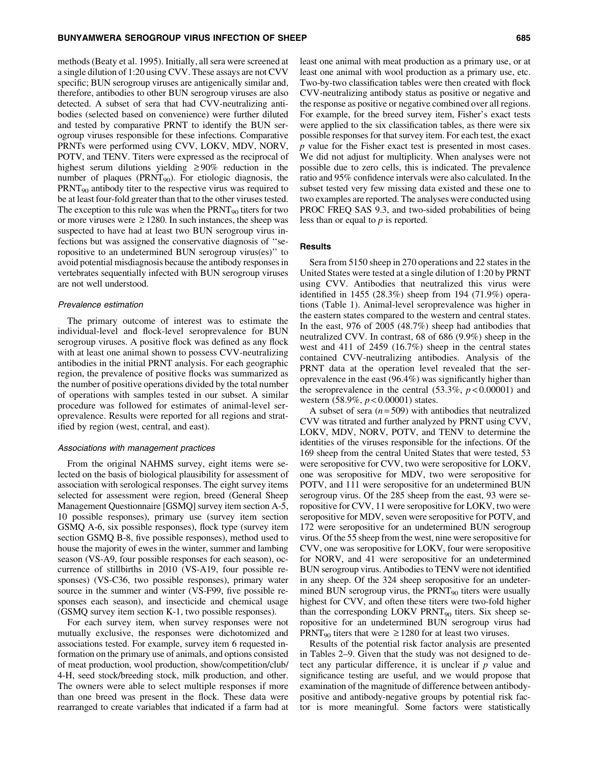methods (Beaty et al. 1995). Initially, all sera were screened at a single dilution of 1:20 using CVV. These assays are not CVV specific; BUN serogroup viruses are antigenically similar and, therefore, antibodies to other BUN serogroup viruses are also detected. A subset of sera that had CVV-neutralizing antibodies (selected based on convenience) were further diluted and tested by comparative PRNT to identify the BUN serogroup viruses responsible for these infections. Comparative PRNTs were performed using CVV, LOKV, MDV, NORV, POTV, and TENV. Titers were expressed as the reciprocal of highest serum dilutions yielding $\geq 90\%$ reduction in the number of plaques ($PRNT_{90}$). For etiologic diagnosis, the $PRNT_{90}$ antibody titer to the respective virus was required to be at least four-fold greater than that to the other viruses tested. The exception to this rule was when the $PRNT_{90}$ titers for two or more viruses were $\geq 1280$. In such instances, the sheep was suspected to have had at least two BUN serogroup virus infections but was assigned the conservative diagnosis of ''seropositive to an undetermined BUN serogroup virus(es)'' to avoid potential misdiagnosis because the antibody responses in vertebrates sequentially infected with BUN serogroup viruses are not well understood.

### *Prevalence estimation*

The primary outcome of interest was to estimate the individual-level and flock-level seroprevalence for BUN serogroup viruses. A positive flock was defined as any flock with at least one animal shown to possess CVV-neutralizing antibodies in the initial PRNT analysis. For each geographic region, the prevalence of positive flocks was summarized as the number of positive operations divided by the total number of operations with samples tested in our subset. A similar procedure was followed for estimates of animal-level seroprevalence. Results were reported for all regions and stratified by region (west, central, and east).

### *Associations with management practices*

From the original NAHMS survey, eight items were selected on the basis of biological plausibility for assessment of association with serological responses. The eight survey items selected for assessment were region, breed (General Sheep Management Questionnaire [GSMQ] survey item section A-5, 10 possible responses), primary use (survey item section GSMQ A-6, six possible responses), flock type (survey item section GSMQ B-8, five possible responses), method used to house the majority of ewes in the winter, summer and lambing season (VS-A9, four possible responses for each season), occurrence of stillbirths in 2010 (VS-A19, four possible responses) (VS-C36, two possible responses), primary water source in the summer and winter (VS-F99, five possible responses each season), and insecticide and chemical usage (GSMQ survey item section K-1, two possible responses).

For each survey item, when survey responses were not mutually exclusive, the responses were dichotomized and associations tested. For example, survey item 6 requested information on the primary use of animals, and options consisted of meat production, wool production, show/competition/club/4-H, seed stock/breeding stock, milk production, and other. The owners were able to select multiple responses if more than one breed was present in the flock. These data were rearranged to create variables that indicated if a farm had at least one animal with meat production as a primary use, or at least one animal with wool production as a primary use, etc. Two-by-two classification tables were then created with flock CVV-neutralizing antibody status as positive or negative and the response as positive or negative combined over all regions. For example, for the breed survey item, Fisher's exact tests were applied to the six classification tables, as there were six possible responses for that survey item. For each test, the exact $p$ value for the Fisher exact test is presented in most cases. We did not adjust for multiplicity. When analyses were not possible due to zero cells, this is indicated. The prevalence ratio and 95% confidence intervals were also calculated. In the subset tested very few missing data existed and these one to two examples are reported. The analyses were conducted using PROC FREQ SAS 9.3, and two-sided probabilities of being less than or equal to $p$ is reported.

## Results

Sera from 5150 sheep in 270 operations and 22 states in the United States were tested at a single dilution of 1:20 by PRNT using CVV. Antibodies that neutralized this virus were identified in 1455 (28.3%) sheep from 194 (71.9%) operations (Table 1). Animal-level seroprevalence was higher in the eastern states compared to the western and central states. In the east, 976 of 2005 (48.7%) sheep had antibodies that neutralized CVV. In contrast, 68 of 686 (9.9%) sheep in the west and 411 of 2459 (16.7%) sheep in the central states contained CVV-neutralizing antibodies. Analysis of the PRNT data at the operation level revealed that the seroprevalence in the east (96.4%) was significantly higher than the seroprevalence in the central (53.3%, $p < 0.00001$) and western (58.9%, $p < 0.00001$) states.

A subset of sera ($n = 509$) with antibodies that neutralized CVV was titrated and further analyzed by PRNT using CVV, LOKV, MDV, NORV, POTV, and TENV to determine the identities of the viruses responsible for the infections. Of the 169 sheep from the central United States that were tested, 53 were seropositive for CVV, two were seropositive for LOKV, one was seropositive for MDV, two were seropositive for POTV, and 111 were seropositive for an undetermined BUN serogroup virus. Of the 285 sheep from the east, 93 were seropositive for CVV, 11 were seropositive for LOKV, two were seropositive for MDV, seven were seropositive for POTV, and 172 were seropositive for an undetermined BUN serogroup virus. Of the 55 sheep from the west, nine were seropositive for CVV, one was seropositive for LOKV, four were seropositive for NORV, and 41 were seropositive for an undetermined BUN serogroup virus. Antibodies to TENV were not identified in any sheep. Of the 324 sheep seropositive for an undetermined BUN serogroup virus, the $PRNT_{90}$ titers were usually highest for CVV, and often these titers were two-fold higher than the corresponding LOKV $PRNT_{90}$ titers. Six sheep seropositive for an undetermined BUN serogroup virus had $PRNT_{90}$ titers that were $\geq 1280$ for at least two viruses.

Results of the potential risk factor analysis are presented in Tables 2–9. Given that the study was not designed to detect any particular difference, it is unclear if $p$ value and significance testing are useful, and we would propose that examination of the magnitude of difference between antibody-positive and antibody-negative groups by potential risk factor is more meaningful. Some factors were statistically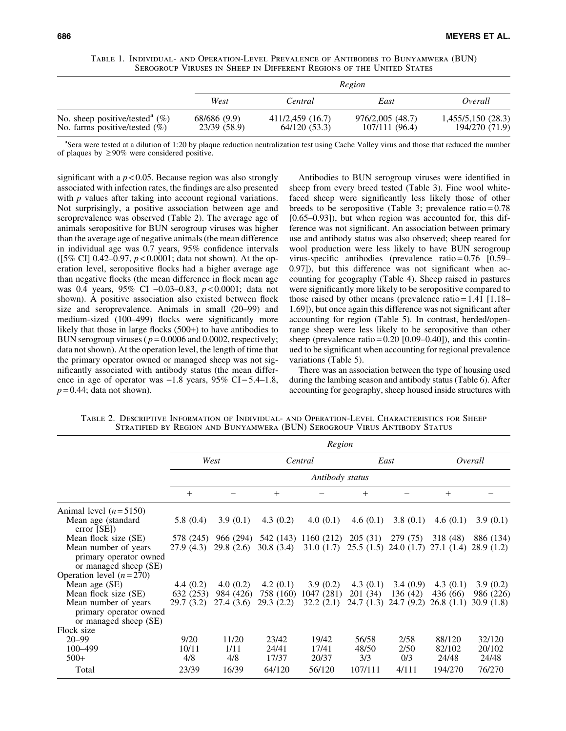Table 1. Individual- and Operation-Level Prevalence of Antibodies to Bunyamwera (BUN) Serogroup Viruses in Sheep in Different Regions of the United States

| | Region | | | |
|---|---|---|---|---|
| | *West* | *Central* | *East* | *Overall* |
| No. sheep positive/tested[a] (%) | 68/686 (9.9) | 411/2,459 (16.7) | 976/2,005 (48.7) | 1,455/5,150 (28.3) |
| No. farms positive/tested (%) | 23/39 (58.9) | 64/120 (53.3) | 107/111 (96.4) | 194/270 (71.9) |

[a]Sera were tested at a dilution of 1:20 by plaque reduction neutralization test using Cache Valley virus and those that reduced the number of plaques by ≥90% were considered positive.

significant with a $p < 0.05$. Because region was also strongly associated with infection rates, the findings are also presented with $p$ values after taking into account regional variations. Not surprisingly, a positive association between age and seroprevalence was observed (Table 2). The average age of animals seropositive for BUN serogroup viruses was higher than the average age of negative animals (the mean difference in individual age was 0.7 years, 95% confidence intervals ([5% CI] 0.42–0.97, $p < 0.0001$; data not shown). At the operation level, seropositive flocks had a higher average age than negative flocks (the mean difference in flock mean age was 0.4 years, 95% CI –0.03–0.83, $p < 0.0001$; data not shown). A positive association also existed between flock size and seroprevalence. Animals in small (20–99) and medium-sized (100–499) flocks were significantly more likely that those in large flocks (500+) to have antibodies to BUN serogroup viruses ($p = 0.0006$ and 0.0002, respectively; data not shown). At the operation level, the length of time that the primary operator owned or managed sheep was not significantly associated with antibody status (the mean difference in age of operator was −1.8 years, 95% CI − 5.4–1.8, $p = 0.44$; data not shown).

Antibodies to BUN serogroup viruses were identified in sheep from every breed tested (Table 3). Fine wool white-faced sheep were significantly less likely those of other breeds to be seropositive (Table 3; prevalence ratio = 0.78 [0.65–0.93]), but when region was accounted for, this difference was not significant. An association between primary use and antibody status was also observed; sheep reared for wool production were less likely to have BUN serogroup virus-specific antibodies (prevalence ratio = 0.76 [0.59–0.97]), but this difference was not significant when accounting for geography (Table 4). Sheep raised in pastures were significantly more likely to be seropositive compared to those raised by other means (prevalence ratio = 1.41 [1.18–1.69]), but once again this difference was not significant after accounting for region (Table 5). In contrast, herded/open-range sheep were less likely to be seropositive than other sheep (prevalence ratio = 0.20 [0.09–0.40]), and this continued to be significant when accounting for regional prevalence variations (Table 5).

There was an association between the type of housing used during the lambing season and antibody status (Table 6). After accounting for geography, sheep housed inside structures with

Table 2. Descriptive Information of Individual- and Operation-Level Characteristics for Sheep Stratified by Region and Bunyamwera (BUN) Serogroup Virus Antibody Status

| | Region | | | | | | | |
|---|---|---|---|---|---|---|---|---|
| | *West* | | *Central* | | *East* | | *Overall* | |
| | Antibody status | | | | | | | |
| | + | − | + | − | + | − | + | − |
| Animal level ($n = 5150$) | | | | | | | | |
| Mean age (standard error [SE]) | 5.8 (0.4) | 3.9 (0.1) | 4.3 (0.2) | 4.0 (0.1) | 4.6 (0.1) | 3.8 (0.1) | 4.6 (0.1) | 3.9 (0.1) |
| Mean flock size (SE) | 578 (245) | 966 (294) | 542 (143) | 1160 (212) | 205 (31) | 279 (75) | 318 (48) | 886 (134) |
| Mean number of years primary operator owned or managed sheep (SE) | 27.9 (4.3) | 29.8 (2.6) | 30.8 (3.4) | 31.0 (1.7) | 25.5 (1.5) | 24.0 (1.7) | 27.1 (1.4) | 28.9 (1.2) |
| Operation level ($n = 270$) | | | | | | | | |
| Mean age (SE) | 4.4 (0.2) | 4.0 (0.2) | 4.2 (0.1) | 3.9 (0.2) | 4.3 (0.1) | 3.4 (0.9) | 4.3 (0.1) | 3.9 (0.2) |
| Mean flock size (SE) | 632 (253) | 984 (426) | 758 (160) | 1047 (281) | 201 (34) | 136 (42) | 436 (66) | 986 (226) |
| Mean number of years primary operator owned or managed sheep (SE) | 29.7 (3.2) | 27.4 (3.6) | 29.3 (2.2) | 32.2 (2.1) | 24.7 (1.3) | 24.7 (9.2) | 26.8 (1.1) | 30.9 (1.8) |
| Flock size | | | | | | | | |
| 20–99 | 9/20 | 11/20 | 23/42 | 19/42 | 56/58 | 2/58 | 88/120 | 32/120 |
| 100–499 | 10/11 | 1/11 | 24/41 | 17/41 | 48/50 | 2/50 | 82/102 | 20/102 |
| 500+ | 4/8 | 4/8 | 17/37 | 20/37 | 3/3 | 0/3 | 24/48 | 24/48 |
| Total | 23/39 | 16/39 | 64/120 | 56/120 | 107/111 | 4/111 | 194/270 | 76/270 |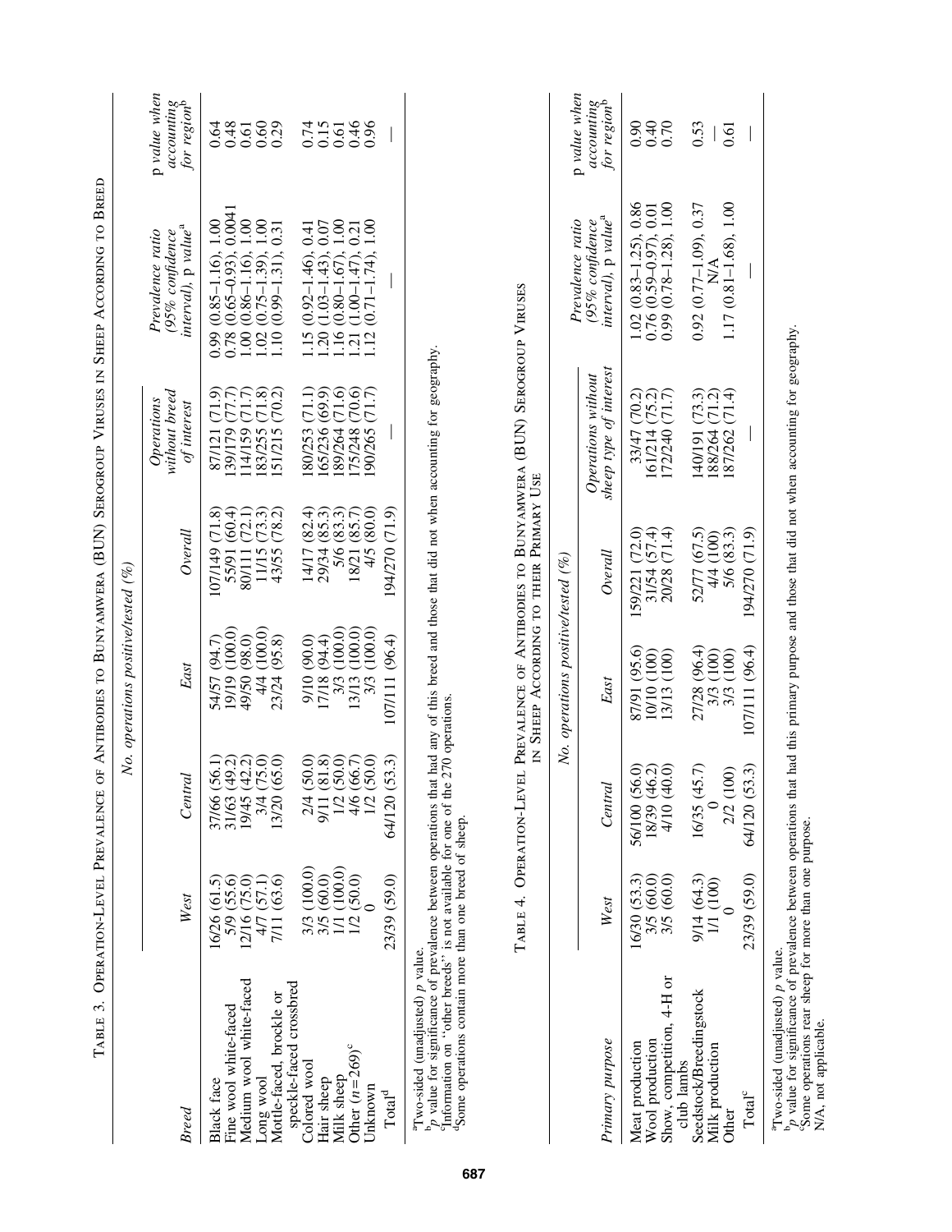TABLE 3. OPERATION-LEVEL PREVALENCE OF ANTIBODIES TO BUNYAMWERA (BUN) SEROGROUP VIRUSES IN SHEEP ACCORDING TO BREED

| Breed | No. operations positive/tested (%) | | | | | | | |
|---|---|---|---|---|---|---|---|---|
| | West | Central | East | Overall | Operations without breed of interest | Prevalence ratio (95% confidence interval), p value[a] | p value when accounting for region[b] |
| Black face | 16/26 (61.5) | 37/66 (56.1) | 54/57 (94.7) | 107/149 (71.8) | 87/121 (71.9) | 0.99 (0.85–1.16), 1.00 | 0.64 |
| Fine wool white-faced | 5/9 (55.6) | 31/63 (49.2) | 19/19 (100.0) | 55/91 (60.4) | 139/179 (77.7) | 0.78 (0.65–0.93), 0.0041 | 0.48 |
| Medium wool white-faced | 12/16 (75.0) | 19/45 (42.2) | 49/50 (98.0) | 80/111 (72.1) | 114/159 (71.7) | 1.00 (0.86–1.16), 1.00 | 0.61 |
| Long wool | 4/7 (57.1) | 3/4 (75.0) | 4/4 (100.0) | 11/15 (73.3) | 183/255 (71.8) | 1.02 (0.75–1.39), 1.00 | 0.60 |
| Mottle-faced, brockle or speckle-faced crossbred | 7/11 (63.6) | 13/20 (65.0) | 23/24 (95.8) | 43/55 (78.2) | 151/215 (70.2) | 1.10 (0.99–1.31), 0.31 | 0.29 |
| Colored wool | 3/3 (100.0) | 2/4 (50.0) | 9/10 (90.0) | 14/17 (82.4) | 180/253 (71.1) | 1.15 (0.92–1.46), 0.41 | 0.74 |
| Hair sheep | 3/5 (60.0) | 9/11 (81.8) | 17/18 (94.4) | 29/34 (85.3) | 165/236 (69.9) | 1.20 (1.03–1.43), 0.07 | 0.15 |
| Milk sheep | 1/1 (100.0) | 1/2 (50.0) | 3/3 (100.0) | 5/6 (83.3) | 189/264 (71.6) | 1.16 (0.80–1.67), 1.00 | 0.61 |
| Other (n=269)[c] | 1/2 (50.0) | 4/6 (66.7) | 13/13 (100.0) | 18/21 (85.7) | 175/248 (70.6) | 1.21 (1.00–1.47), 0.21 | 0.46 |
| Unknown | 0 | 1/2 (50.0) | 3/3 (100.0) | 4/5 (80.0) | 190/265 (71.7) | 1.12 (0.71–1.74), 1.00 | 0.96 |
| Total[d] | 23/39 (59.0) | 64/120 (53.3) | 107/111 (96.4) | 194/270 (71.9) | — | — | — |

[a]Two-sided (unadjusted) p value.
[b]p value for significance of prevalence between operations that had any of this breed and those that did not when accounting for geography.
[c]Information on "other breeds" is not available for one of the 270 operations.
[d]Some operations contain more than one breed of sheep.

TABLE 4. OPERATION-LEVEL PREVALENCE OF ANTIBODIES TO BUNYAMWERA (BUN) SEROGROUP VIRUSES IN SHEEP ACCORDING TO THEIR PRIMARY USE

| Primary purpose | No. operations positive/tested (%) | | | | | | |
|---|---|---|---|---|---|---|---|
| | West | Central | East | Overall | Operations without sheep type of interest | Prevalence ratio (95% confidence interval), p value[a] | p value when accounting for region[b] |
| Meat production | 16/30 (53.3) | 56/100 (56.0) | 87/91 (95.6) | 159/221 (72.0) | 33/47 (70.2) | 1.02 (0.83–1.25), 0.86 | 0.90 |
| Wool production | 3/5 (60.0) | 18/39 (46.2) | 10/10 (100) | 31/54 (57.4) | 161/214 (75.2) | 0.76 (0.59–0.97), 0.01 | 0.40 |
| Show, competition, 4-H or club lambs | 3/5 (60.0) | 4/10 (40.0) | 13/13 (100) | 20/28 (71.4) | 172/240 (71.7) | 0.99 (0.78–1.28), 1.00 | 0.70 |
| Seedstock/Breedingstock | 9/14 (64.3) | 16/35 (45.7) | 27/28 (96.4) | 52/77 (67.5) | 140/191 (73.3) | 0.92 (0.77–1.09), 0.37 | 0.53 |
| Milk production | 1/1 (100) | 0 | 3/3 (100) | 4/4 (100) | 188/264 (71.2) | N/A | — |
| Other | 0 | 2/2 (100) | 3/3 (100) | 5/6 (83.3) | 187/262 (71.4) | 1.17 (0.81–1.68), 1.00 | 0.61 |
| Total[c] | 23/39 (59.0) | 64/120 (53.3) | 107/111 (96.4) | 194/270 (71.9) | — | — | — |

[a]Two-sided (unadjusted) p value.
[b]p value for significance of prevalence between operations that had this primary purpose and those that did not when accounting for geography.
[c]Some operations rear sheep for more than one purpose.
N/A, not applicable.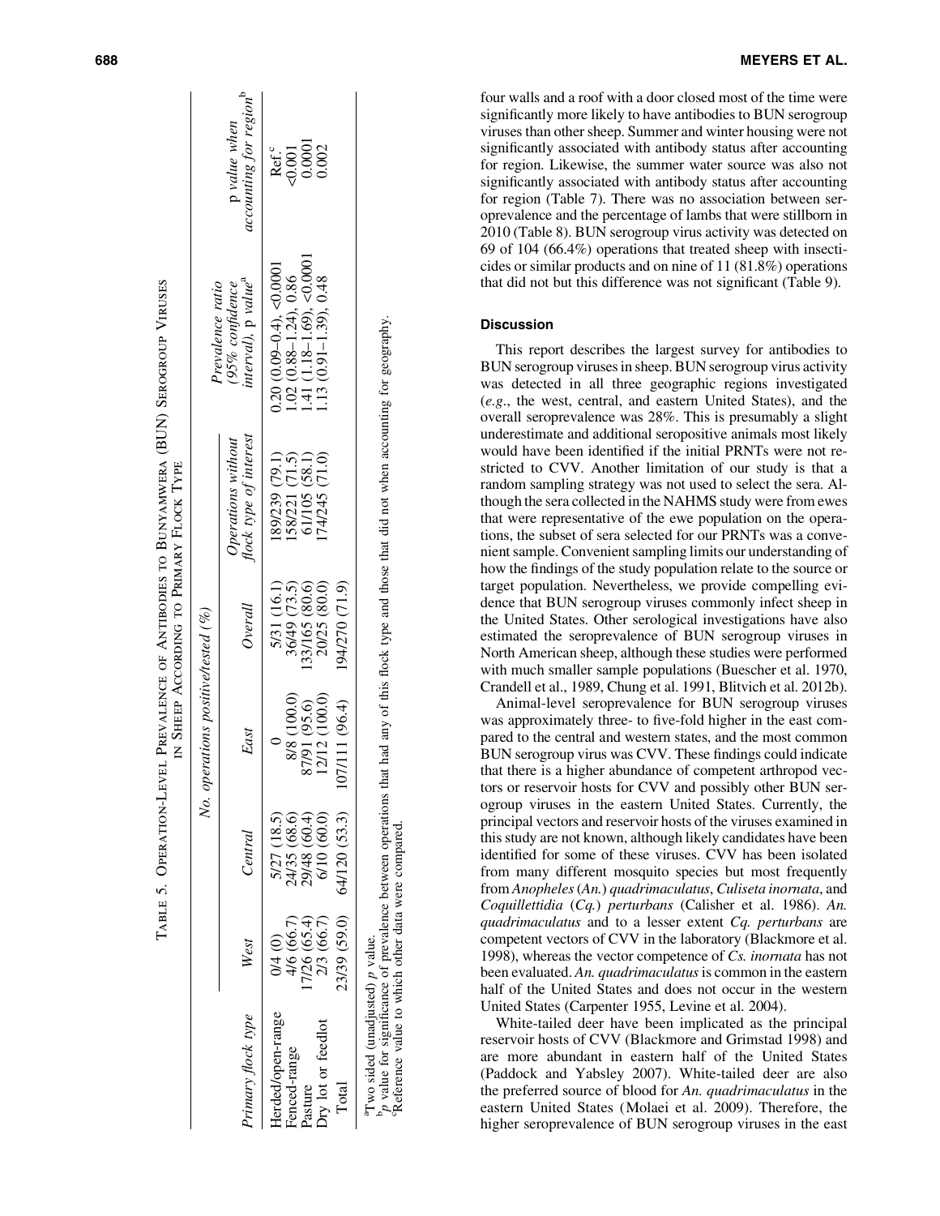TABLE 5. OPERATION-LEVEL PREVALENCE OF ANTIBODIES TO BUNYAMWERA (BUN) SEROGROUP VIRUSES IN SHEEP ACCORDING TO PRIMARY FLOCK TYPE

| Primary flock type | No. operations positive/tested (%) | | | | Operations without flock type of interest | Prevalence ratio (95% confidence interval), p value[a] | p value when accounting for region[b] |
|---|---|---|---|---|---|---|---|
| | West | Central | East | Overall | | | |
| Herded/open-range | 0/4 (0) | 5/27 (18.5) | 0 | 5/31 (16.1) | 189/239 (79.1) | 0.20 (0.09–0.4), <0.0001 | Ref.[c] |
| Fenced-range | 4/6 (66.7) | 24/35 (68.6) | 8/8 (100.0) | 36/49 (73.5) | 158/221 (71.5) | 1.02 (0.88–1.24), 0.86 | <0.001 |
| Pasture | 17/26 (65.4) | 29/48 (60.4) | 87/91 (95.6) | 133/165 (80.6) | 61/105 (58.1) | 1.41 (1.18–1.69), <0.0001 | 0.0001 |
| Dry lot or feedlot | 2/3 (66.7) | 6/10 (60.0) | 12/12 (100.0) | 20/25 (80.0) | 174/245 (71.0) | 1.13 (0.91–1.39), 0.48 | 0.002 |
| Total | 23/39 (59.0) | 64/120 (53.3) | 107/111 (96.4) | 194/270 (71.9) | | | |

[a]Two sided (unadjusted) p value.
[b]p value for significance of prevalence between operations that had any of this flock type and those that did not when accounting for geography.
[c]Reference value to which other data were compared.

four walls and a roof with a door closed most of the time were significantly more likely to have antibodies to BUN serogroup viruses than other sheep. Summer and winter housing were not significantly associated with antibody status after accounting for region. Likewise, the summer water source was also not significantly associated with antibody status after accounting for region (Table 7). There was no association between seroprevalence and the percentage of lambs that were stillborn in 2010 (Table 8). BUN serogroup virus activity was detected on 69 of 104 (66.4%) operations that treated sheep with insecticides or similar products and on nine of 11 (81.8%) operations that did not but this difference was not significant (Table 9).

## Discussion

This report describes the largest survey for antibodies to BUN serogroup viruses in sheep. BUN serogroup virus activity was detected in all three geographic regions investigated (*e.g.*, the west, central, and eastern United States), and the overall seroprevalence was 28%. This is presumably a slight underestimate and additional seropositive animals most likely would have been identified if the initial PRNTs were not restricted to CVV. Another limitation of our study is that a random sampling strategy was not used to select the sera. Although the sera collected in the NAHMS study were from ewes that were representative of the ewe population on the operations, the subset of sera selected for our PRNTs was a convenient sample. Convenient sampling limits our understanding of how the findings of the study population relate to the source or target population. Nevertheless, we provide compelling evidence that BUN serogroup viruses commonly infect sheep in the United States. Other serological investigations have also estimated the seroprevalence of BUN serogroup viruses in North American sheep, although these studies were performed with much smaller sample populations (Buescher et al. 1970, Crandell et al., 1989, Chung et al. 1991, Blitvich et al. 2012b).

Animal-level seroprevalence for BUN serogroup viruses was approximately three- to five-fold higher in the east compared to the central and western states, and the most common BUN serogroup virus was CVV. These findings could indicate that there is a higher abundance of competent arthropod vectors or reservoir hosts for CVV and possibly other BUN serogroup viruses in the eastern United States. Currently, the principal vectors and reservoir hosts of the viruses examined in this study are not known, although likely candidates have been identified for some of these viruses. CVV has been isolated from many different mosquito species but most frequently from *Anopheles* (*An.*) *quadrimaculatus*, *Culiseta inornata*, and *Coquillettidia* (*Cq.*) *perturbans* (Calisher et al. 1986). *An. quadrimaculatus* and to a lesser extent *Cq. perturbans* are competent vectors of CVV in the laboratory (Blackmore et al. 1998), whereas the vector competence of *Cs. inornata* has not been evaluated. *An. quadrimaculatus* is common in the eastern half of the United States and does not occur in the western United States (Carpenter 1955, Levine et al. 2004).

White-tailed deer have been implicated as the principal reservoir hosts of CVV (Blackmore and Grimstad 1998) and are more abundant in eastern half of the United States (Paddock and Yabsley 2007). White-tailed deer are also the preferred source of blood for *An. quadrimaculatus* in the eastern United States (Molaei et al. 2009). Therefore, the higher seroprevalence of BUN serogroup viruses in the east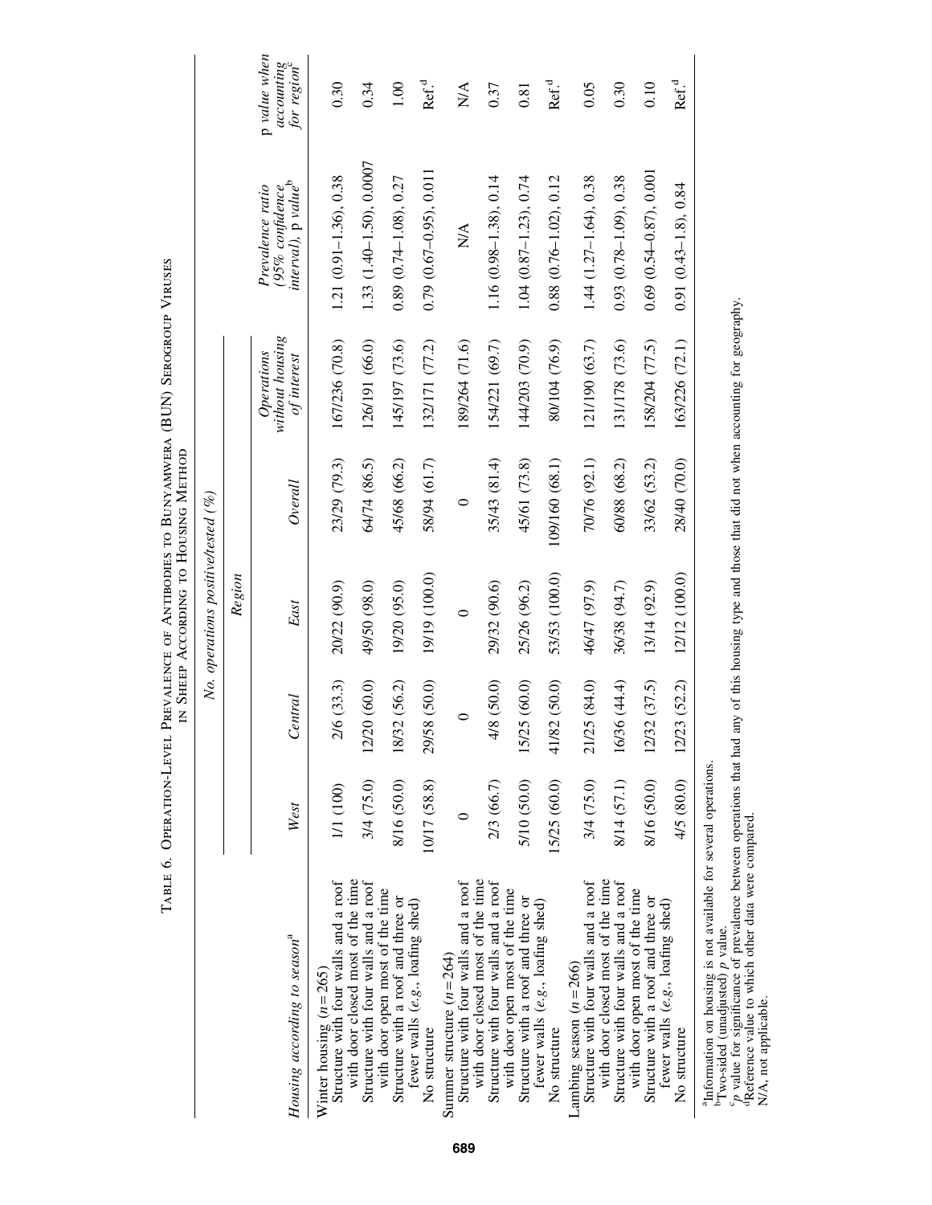TABLE 6. OPERATION-LEVEL PREVALENCE OF ANTIBODIES TO BUNYAMWERA (BUN) SEROGROUP VIRUSES IN SHEEP ACCORDING TO HOUSING METHOD

| Housing according to season[a] | No. operations positive/tested (%) | | | | | | | |
|---|---|---|---|---|---|---|---|---|
| | Region | | | | | | | |
| | West | Central | East | Overall | Operations without housing of interest | Prevalence ratio (95% confidence interval), p value[b] | p value when accounting for region[c] |
| Winter housing (n = 265) | | | | | | | |
| Structure with four walls and a roof with door closed most of the time | 1/1 (100) | 2/6 (33.3) | 20/22 (90.9) | 23/29 (79.3) | 167/236 (70.8) | 1.21 (0.91–1.36), 0.38 | 0.30 |
| Structure with four walls and a roof with door open most of the time | 3/4 (75.0) | 12/20 (60.0) | 49/50 (98.0) | 64/74 (86.5) | 126/191 (66.0) | 1.33 (1.40–1.50), 0.0007 | 0.34 |
| Structure with a roof and three or fewer walls (*e.g.*, loafing shed) | 8/16 (50.0) | 18/32 (56.2) | 19/20 (95.0) | 45/68 (66.2) | 145/197 (73.6) | 0.89 (0.74–1.08), 0.27 | 1.00 |
| No structure | 10/17 (58.8) | 29/58 (50.0) | 19/19 (100.0) | 58/94 (61.7) | 132/171 (77.2) | 0.79 (0.67–0.95), 0.011 | Ref.[d] |
| Summer structure (n = 264) | | | | | | | |
| Structure with four walls and a roof with door closed most of the time | 0 | 0 | 0 | 0 | 189/264 (71.6) | N/A | N/A |
| Structure with four walls and a roof with door open most of the time | 2/3 (66.7) | 4/8 (50.0) | 29/32 (90.6) | 35/43 (81.4) | 154/221 (69.7) | 1.16 (0.98–1.38), 0.14 | 0.37 |
| Structure with a roof and three or fewer walls (*e.g.*, loafing shed) | 5/10 (50.0) | 15/25 (60.0) | 25/26 (96.2) | 45/61 (73.8) | 144/203 (70.9) | 1.04 (0.87–1.23), 0.74 | 0.81 |
| No structure | 15/25 (60.0) | 41/82 (50.0) | 53/53 (100.0) | 109/160 (68.1) | 80/104 (76.9) | 0.88 (0.76–1.02), 0.12 | Ref.[d] |
| Lambing season (n = 266) | | | | | | | |
| Structure with four walls and a roof with door closed most of the time | 3/4 (75.0) | 21/25 (84.0) | 46/47 (97.9) | 70/76 (92.1) | 121/190 (63.7) | 1.44 (1.27–1.64), 0.38 | 0.05 |
| Structure with four walls and a roof with door open most of the time | 8/14 (57.1) | 16/36 (44.4) | 36/38 (94.7) | 60/88 (68.2) | 131/178 (73.6) | 0.93 (0.78–1.09), 0.38 | 0.30 |
| Structure with a roof and three or fewer walls (*e.g.*, loafing shed) | 8/16 (50.0) | 12/32 (37.5) | 13/14 (92.9) | 33/62 (53.2) | 158/204 (77.5) | 0.69 (0.54–0.87), 0.001 | 0.10 |
| No structure | 4/5 (80.0) | 12/23 (52.2) | 12/12 (100.0) | 28/40 (70.0) | 163/226 (72.1) | 0.91 (0.43–1.8), 0.84 | Ref.[d] |

[a]Information on housing is not available for several operations.
[b]Two-sided (unadjusted) *p* value.
[c]*p* value for significance of prevalence between operations that had any of this housing type and those that did not when accounting for geography.
[d]Reference value to which other data were compared.
N/A, not applicable.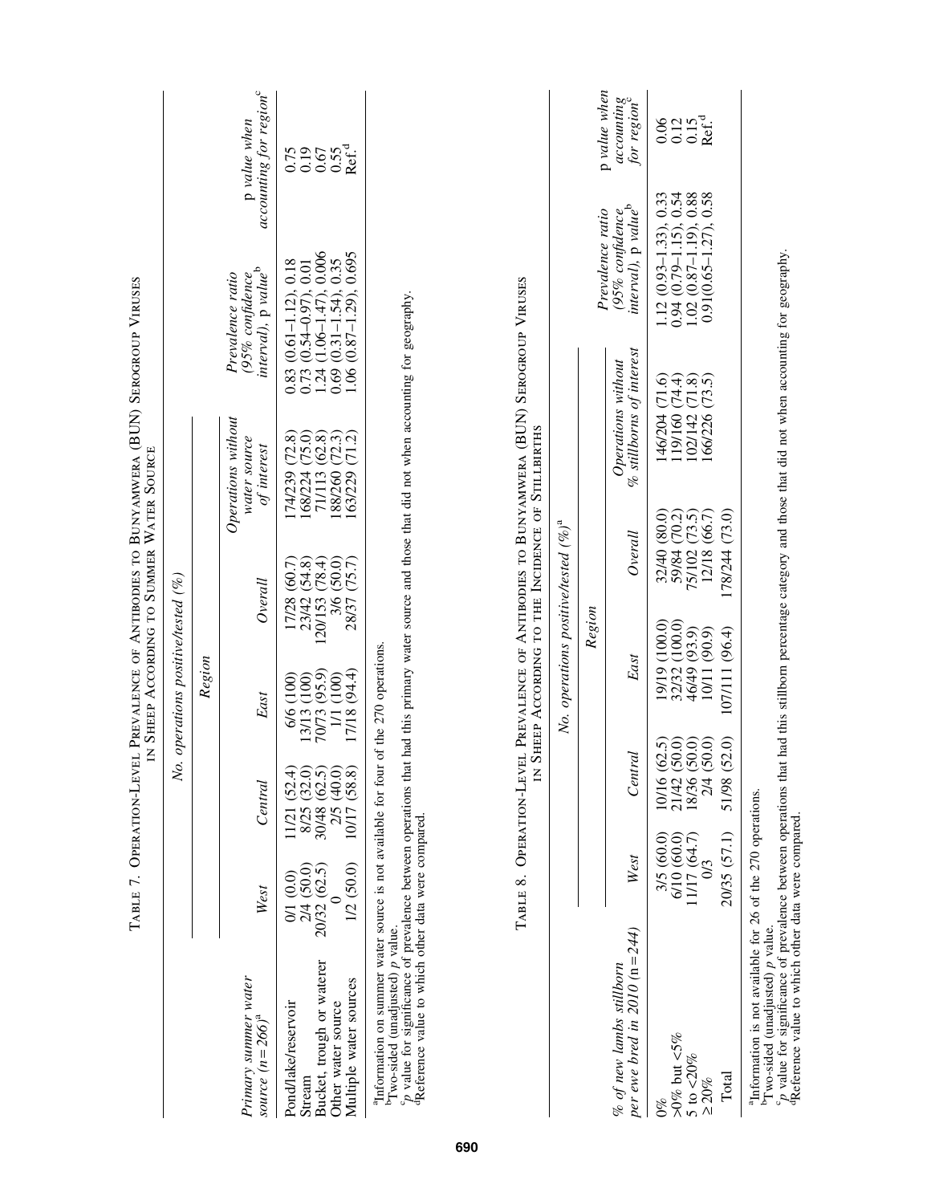Table 7. Operation-Level Prevalence of Antibodies to Bunyamwera (BUN) Serogroup Viruses in Sheep According to Summer Water Source

| Primary summer water source (n=266)[a] | No. operations positive/tested (%) | | | | | | |
|---|---|---|---|---|---|---|---|
| | Region | | | | | | |
| | West | Central | East | Overall | Operations without water source of interest | Prevalence ratio (95% confidence interval), p value[b] | p value when accounting for region[c] |
| Pond/lake/reservoir | 0/1 (0.0) | 11/21 (52.4) | 6/6 (100) | 17/28 (60.7) | 174/239 (72.8) | 0.83 (0.61–1.12), 0.18 | 0.75 |
| Stream | 2/4 (50.0) | 8/25 (32.0) | 13/13 (100) | 23/42 (54.8) | 168/224 (75.0) | 0.73 (0.54–0.97), 0.01 | 0.19 |
| Bucket, trough or waterer | 20/32 (62.5) | 30/48 (62.5) | 70/73 (95.9) | 120/153 (78.4) | 71/113 (62.8) | 1.24 (1.06–1.47), 0.006 | 0.67 |
| Other water source | 0 | 2/5 (40.0) | 1/1 (100) | 3/6 (50.0) | 188/260 (72.3) | 0.69 (0.31–1.54), 0.35 | 0.55 |
| Multiple water sources | 1/2 (50.0) | 10/17 (58.8) | 17/18 (94.4) | 28/37 (75.7) | 163/229 (71.2) | 1.06 (0.87–1.29), 0.695 | Ref.[d] |

[a]Information on summer water source is not available for four of the 270 operations.
[b]Two-sided (unadjusted) $p$ value.
[c]$p$ value for significance of prevalence between operations that had this primary water source and those that did not when accounting for geography.
[d]Reference value to which other data were compared.

Table 8. Operation-Level Prevalence of Antibodies to Bunyamwera (BUN) Serogroup Viruses in Sheep According to the Incidence of Stillbirths

| % of new lambs stillborn per ewe bred in 2010 (n=244) | No. operations positive/tested (%)[a] | | | | | | |
|---|---|---|---|---|---|---|---|
| | Region | | | | | | |
| | West | Central | East | Overall | Operations without % stillborns of interest | Prevalence ratio (95% confidence interval), p value[b] | p value when accounting for region[c] |
| 0% | 3/5 (60.0) | 10/16 (62.5) | 19/19 (100.0) | 32/40 (80.0) | 146/204 (71.6) | 1.12 (0.93–1.33), 0.33 | 0.06 |
| >0% but <5% | 6/10 (60.0) | 21/42 (50.0) | 32/32 (100.0) | 59/84 (70.2) | 119/160 (74.4) | 0.94 (0.79–1.15), 0.54 | 0.12 |
| 5 to <20% | 11/17 (64.7) | 18/36 (50.0) | 46/49 (93.9) | 75/102 (73.5) | 102/142 (71.8) | 1.02 (0.87–1.19), 0.88 | 0.15 |
| ≥20% | 0/3 | 2/4 (50.0) | 10/11 (90.9) | 12/18 (66.7) | 166/226 (73.5) | 0.91(0.65–1.27), 0.58 | Ref.[d] |
| Total | 20/35 (57.1) | 51/98 (52.0) | 107/111 (96.4) | 178/244 (73.0) | | | |

[a]Information is not available for 26 of the 270 operations.
[b]Two-sided (unadjusted) $p$ value.
[c]$p$ value for significance of prevalence between operations that had this stillborn percentage category and those that did not when accounting for geography.
[d]Reference value to which other data were compared.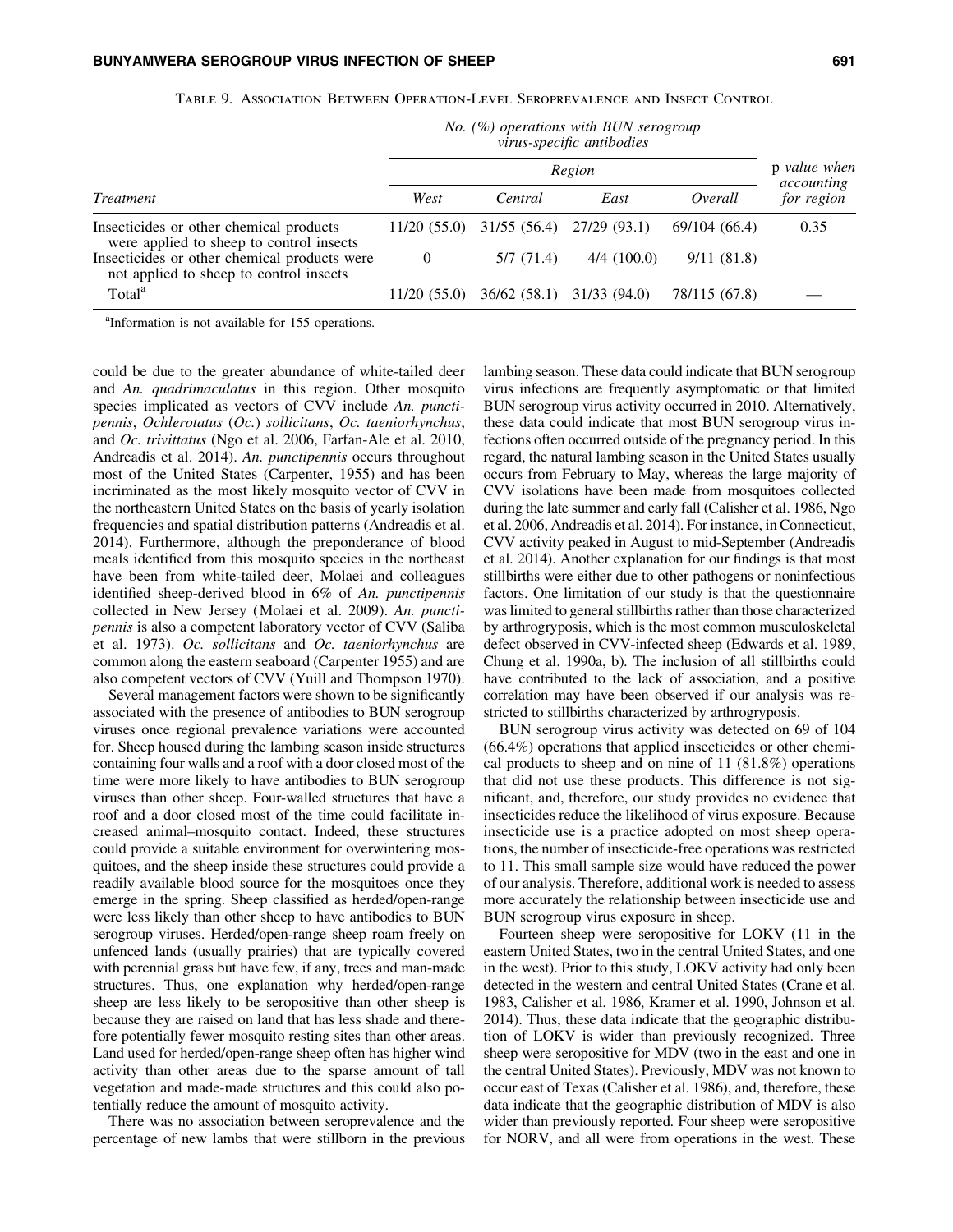Table 9. Association Between Operation-Level Seroprevalence and Insect Control

| Treatment | No. (%) operations with BUN serogroup virus-specific antibodies | | | | p value when accounting for region |
|---|---|---|---|---|---|
| | Region | | | | |
| | West | Central | East | Overall | |
| Insecticides or other chemical products were applied to sheep to control insects | 11/20 (55.0) | 31/55 (56.4) | 27/29 (93.1) | 69/104 (66.4) | 0.35 |
| Insecticides or other chemical products were not applied to sheep to control insects | 0 | 5/7 (71.4) | 4/4 (100.0) | 9/11 (81.8) | |
| Total[a] | 11/20 (55.0) | 36/62 (58.1) | 31/33 (94.0) | 78/115 (67.8) | — |

[a]Information is not available for 155 operations.

could be due to the greater abundance of white-tailed deer and *An. quadrimaculatus* in this region. Other mosquito species implicated as vectors of CVV include *An. punctipennis*, *Ochlerotatus* (*Oc.*) *sollicitans*, *Oc. taeniorhynchus*, and *Oc. trivittatus* (Ngo et al. 2006, Farfan-Ale et al. 2010, Andreadis et al. 2014). *An. punctipennis* occurs throughout most of the United States (Carpenter, 1955) and has been incriminated as the most likely mosquito vector of CVV in the northeastern United States on the basis of yearly isolation frequencies and spatial distribution patterns (Andreadis et al. 2014). Furthermore, although the preponderance of blood meals identified from this mosquito species in the northeast have been from white-tailed deer, Molaei and colleagues identified sheep-derived blood in 6% of *An. punctipennis* collected in New Jersey (Molaei et al. 2009). *An. punctipennis* is also a competent laboratory vector of CVV (Saliba et al. 1973). *Oc. sollicitans* and *Oc. taeniorhynchus* are common along the eastern seaboard (Carpenter 1955) and are also competent vectors of CVV (Yuill and Thompson 1970).

Several management factors were shown to be significantly associated with the presence of antibodies to BUN serogroup viruses once regional prevalence variations were accounted for. Sheep housed during the lambing season inside structures containing four walls and a roof with a door closed most of the time were more likely to have antibodies to BUN serogroup viruses than other sheep. Four-walled structures that have a roof and a door closed most of the time could facilitate increased animal–mosquito contact. Indeed, these structures could provide a suitable environment for overwintering mosquitoes, and the sheep inside these structures could provide a readily available blood source for the mosquitoes once they emerge in the spring. Sheep classified as herded/open-range were less likely than other sheep to have antibodies to BUN serogroup viruses. Herded/open-range sheep roam freely on unfenced lands (usually prairies) that are typically covered with perennial grass but have few, if any, trees and man-made structures. Thus, one explanation why herded/open-range sheep are less likely to be seropositive than other sheep is because they are raised on land that has less shade and therefore potentially fewer mosquito resting sites than other areas. Land used for herded/open-range sheep often has higher wind activity than other areas due to the sparse amount of tall vegetation and made-made structures and this could also potentially reduce the amount of mosquito activity.

There was no association between seroprevalence and the percentage of new lambs that were stillborn in the previous lambing season. These data could indicate that BUN serogroup virus infections are frequently asymptomatic or that limited BUN serogroup virus activity occurred in 2010. Alternatively, these data could indicate that most BUN serogroup virus infections often occurred outside of the pregnancy period. In this regard, the natural lambing season in the United States usually occurs from February to May, whereas the large majority of CVV isolations have been made from mosquitoes collected during the late summer and early fall (Calisher et al. 1986, Ngo et al. 2006, Andreadis et al. 2014). For instance, in Connecticut, CVV activity peaked in August to mid-September (Andreadis et al. 2014). Another explanation for our findings is that most stillbirths were either due to other pathogens or noninfectious factors. One limitation of our study is that the questionnaire was limited to general stillbirths rather than those characterized by arthrogryposis, which is the most common musculoskeletal defect observed in CVV-infected sheep (Edwards et al. 1989, Chung et al. 1990a, b). The inclusion of all stillbirths could have contributed to the lack of association, and a positive correlation may have been observed if our analysis was restricted to stillbirths characterized by arthrogryposis.

BUN serogroup virus activity was detected on 69 of 104 (66.4%) operations that applied insecticides or other chemical products to sheep and on nine of 11 (81.8%) operations that did not use these products. This difference is not significant, and, therefore, our study provides no evidence that insecticides reduce the likelihood of virus exposure. Because insecticide use is a practice adopted on most sheep operations, the number of insecticide-free operations was restricted to 11. This small sample size would have reduced the power of our analysis. Therefore, additional work is needed to assess more accurately the relationship between insecticide use and BUN serogroup virus exposure in sheep.

Fourteen sheep were seropositive for LOKV (11 in the eastern United States, two in the central United States, and one in the west). Prior to this study, LOKV activity had only been detected in the western and central United States (Crane et al. 1983, Calisher et al. 1986, Kramer et al. 1990, Johnson et al. 2014). Thus, these data indicate that the geographic distribution of LOKV is wider than previously recognized. Three sheep were seropositive for MDV (two in the east and one in the central United States). Previously, MDV was not known to occur east of Texas (Calisher et al. 1986), and, therefore, these data indicate that the geographic distribution of MDV is also wider than previously reported. Four sheep were seropositive for NORV, and all were from operations in the west. These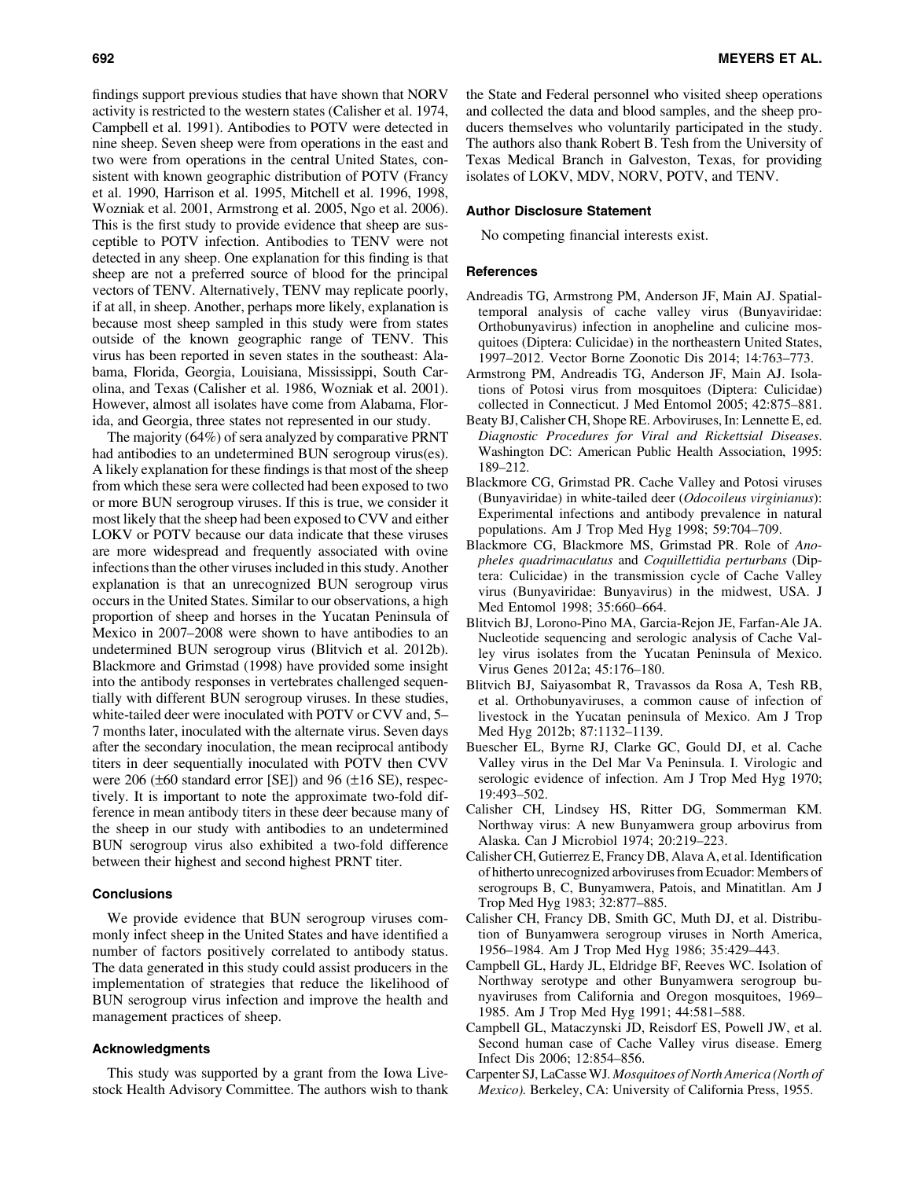findings support previous studies that have shown that NORV activity is restricted to the western states (Calisher et al. 1974, Campbell et al. 1991). Antibodies to POTV were detected in nine sheep. Seven sheep were from operations in the east and two were from operations in the central United States, consistent with known geographic distribution of POTV (Francy et al. 1990, Harrison et al. 1995, Mitchell et al. 1996, 1998, Wozniak et al. 2001, Armstrong et al. 2005, Ngo et al. 2006). This is the first study to provide evidence that sheep are susceptible to POTV infection. Antibodies to TENV were not detected in any sheep. One explanation for this finding is that sheep are not a preferred source of blood for the principal vectors of TENV. Alternatively, TENV may replicate poorly, if at all, in sheep. Another, perhaps more likely, explanation is because most sheep sampled in this study were from states outside of the known geographic range of TENV. This virus has been reported in seven states in the southeast: Alabama, Florida, Georgia, Louisiana, Mississippi, South Carolina, and Texas (Calisher et al. 1986, Wozniak et al. 2001). However, almost all isolates have come from Alabama, Florida, and Georgia, three states not represented in our study.

The majority (64%) of sera analyzed by comparative PRNT had antibodies to an undetermined BUN serogroup virus(es). A likely explanation for these findings is that most of the sheep from which these sera were collected had been exposed to two or more BUN serogroup viruses. If this is true, we consider it most likely that the sheep had been exposed to CVV and either LOKV or POTV because our data indicate that these viruses are more widespread and frequently associated with ovine infections than the other viruses included in this study. Another explanation is that an unrecognized BUN serogroup virus occurs in the United States. Similar to our observations, a high proportion of sheep and horses in the Yucatan Peninsula of Mexico in 2007–2008 were shown to have antibodies to an undetermined BUN serogroup virus (Blitvich et al. 2012b). Blackmore and Grimstad (1998) have provided some insight into the antibody responses in vertebrates challenged sequentially with different BUN serogroup viruses. In these studies, white-tailed deer were inoculated with POTV or CVV and, 5–7 months later, inoculated with the alternate virus. Seven days after the secondary inoculation, the mean reciprocal antibody titers in deer sequentially inoculated with POTV then CVV were 206 (±60 standard error [SE]) and 96 (±16 SE), respectively. It is important to note the approximate two-fold difference in mean antibody titers in these deer because many of the sheep in our study with antibodies to an undetermined BUN serogroup virus also exhibited a two-fold difference between their highest and second highest PRNT titer.

### Conclusions

We provide evidence that BUN serogroup viruses commonly infect sheep in the United States and have identified a number of factors positively correlated to antibody status. The data generated in this study could assist producers in the implementation of strategies that reduce the likelihood of BUN serogroup virus infection and improve the health and management practices of sheep.

### Acknowledgments

This study was supported by a grant from the Iowa Livestock Health Advisory Committee. The authors wish to thank the State and Federal personnel who visited sheep operations and collected the data and blood samples, and the sheep producers themselves who voluntarily participated in the study. The authors also thank Robert B. Tesh from the University of Texas Medical Branch in Galveston, Texas, for providing isolates of LOKV, MDV, NORV, POTV, and TENV.

### Author Disclosure Statement

No competing financial interests exist.

### References

Andreadis TG, Armstrong PM, Anderson JF, Main AJ. Spatial-temporal analysis of cache valley virus (Bunyaviridae: Orthobunyavirus) infection in anopheline and culicine mosquitoes (Diptera: Culicidae) in the northeastern United States, 1997–2012. Vector Borne Zoonotic Dis 2014; 14:763–773.

Armstrong PM, Andreadis TG, Anderson JF, Main AJ. Isolations of Potosi virus from mosquitoes (Diptera: Culicidae) collected in Connecticut. J Med Entomol 2005; 42:875–881.

Beaty BJ, Calisher CH, Shope RE. Arboviruses, In: Lennette E, ed. *Diagnostic Procedures for Viral and Rickettsial Diseases*. Washington DC: American Public Health Association, 1995: 189–212.

Blackmore CG, Grimstad PR. Cache Valley and Potosi viruses (Bunyaviridae) in white-tailed deer (*Odocoileus virginianus*): Experimental infections and antibody prevalence in natural populations. Am J Trop Med Hyg 1998; 59:704–709.

Blackmore CG, Blackmore MS, Grimstad PR. Role of *Anopheles quadrimaculatus* and *Coquillettidia perturbans* (Diptera: Culicidae) in the transmission cycle of Cache Valley virus (Bunyaviridae: Bunyavirus) in the midwest, USA. J Med Entomol 1998; 35:660–664.

Blitvich BJ, Lorono-Pino MA, Garcia-Rejon JE, Farfan-Ale JA. Nucleotide sequencing and serologic analysis of Cache Valley virus isolates from the Yucatan Peninsula of Mexico. Virus Genes 2012a; 45:176–180.

Blitvich BJ, Saiyasombat R, Travassos da Rosa A, Tesh RB, et al. Orthobunyaviruses, a common cause of infection of livestock in the Yucatan peninsula of Mexico. Am J Trop Med Hyg 2012b; 87:1132–1139.

Buescher EL, Byrne RJ, Clarke GC, Gould DJ, et al. Cache Valley virus in the Del Mar Va Peninsula. I. Virologic and serologic evidence of infection. Am J Trop Med Hyg 1970; 19:493–502.

Calisher CH, Lindsey HS, Ritter DG, Sommerman KM. Northway virus: A new Bunyamwera group arbovirus from Alaska. Can J Microbiol 1974; 20:219–223.

Calisher CH, Gutierrez E, Francy DB, Alava A, et al. Identification of hitherto unrecognized arboviruses from Ecuador: Members of serogroups B, C, Bunyamwera, Patois, and Minatitlan. Am J Trop Med Hyg 1983; 32:877–885.

Calisher CH, Francy DB, Smith GC, Muth DJ, et al. Distribution of Bunyamwera serogroup viruses in North America, 1956–1984. Am J Trop Med Hyg 1986; 35:429–443.

Campbell GL, Hardy JL, Eldridge BF, Reeves WC. Isolation of Northway serotype and other Bunyamwera serogroup bunyaviruses from California and Oregon mosquitoes, 1969–1985. Am J Trop Med Hyg 1991; 44:581–588.

Campbell GL, Mataczynski JD, Reisdorf ES, Powell JW, et al. Second human case of Cache Valley virus disease. Emerg Infect Dis 2006; 12:854–856.

Carpenter SJ, LaCasse WJ. *Mosquitoes of North America (North of Mexico).* Berkeley, CA: University of California Press, 1955.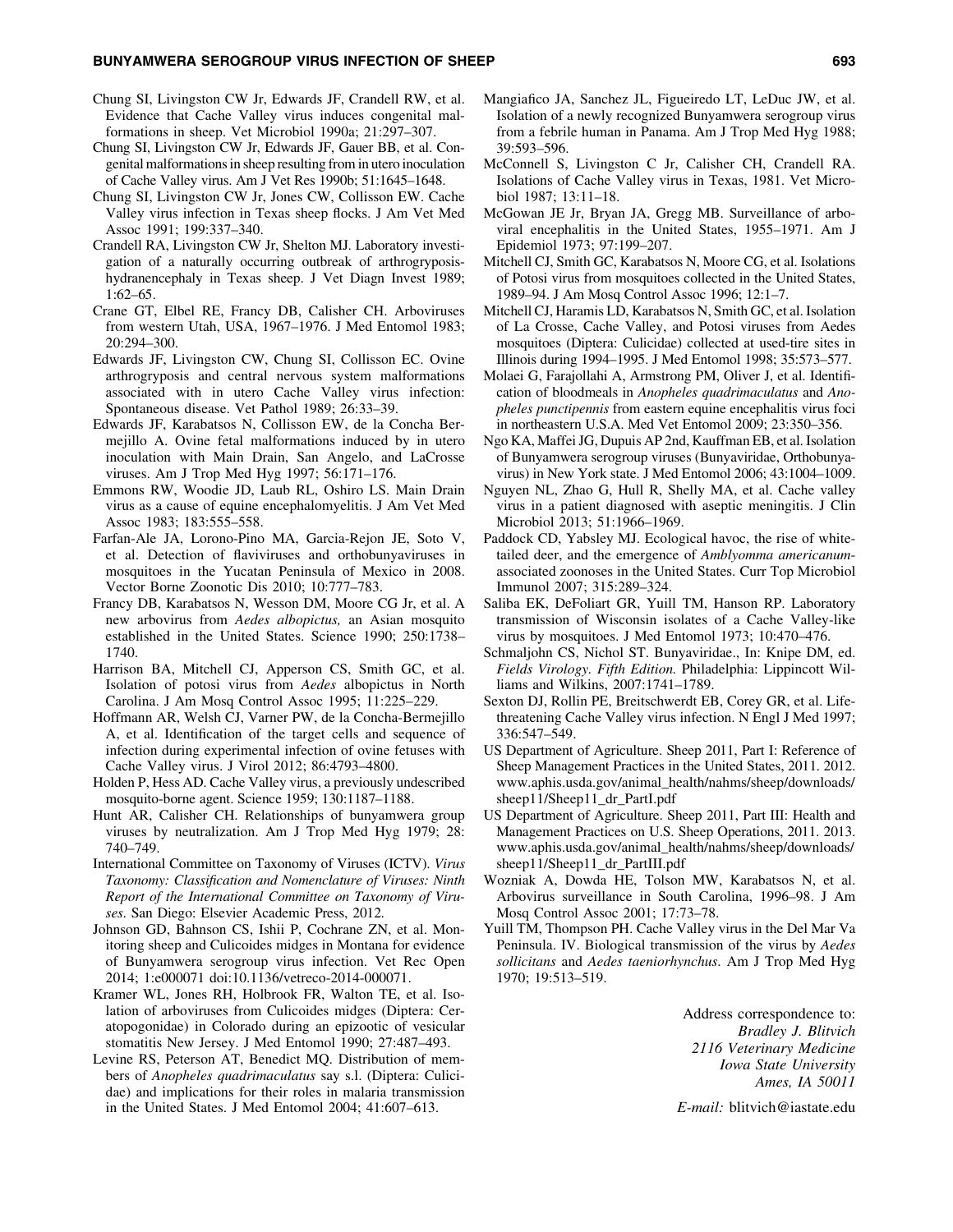Chung SI, Livingston CW Jr, Edwards JF, Crandell RW, et al. Evidence that Cache Valley virus induces congenital malformations in sheep. Vet Microbiol 1990a; 21:297–307.

Chung SI, Livingston CW Jr, Edwards JF, Gauer BB, et al. Congenital malformations in sheep resulting from in utero inoculation of Cache Valley virus. Am J Vet Res 1990b; 51:1645–1648.

Chung SI, Livingston CW Jr, Jones CW, Collisson EW. Cache Valley virus infection in Texas sheep flocks. J Am Vet Med Assoc 1991; 199:337–340.

Crandell RA, Livingston CW Jr, Shelton MJ. Laboratory investigation of a naturally occurring outbreak of arthrogryposis-hydranencephaly in Texas sheep. J Vet Diagn Invest 1989; 1:62–65.

Crane GT, Elbel RE, Francy DB, Calisher CH. Arboviruses from western Utah, USA, 1967–1976. J Med Entomol 1983; 20:294–300.

Edwards JF, Livingston CW, Chung SI, Collisson EC. Ovine arthrogryposis and central nervous system malformations associated with in utero Cache Valley virus infection: Spontaneous disease. Vet Pathol 1989; 26:33–39.

Edwards JF, Karabatsos N, Collisson EW, de la Concha Bermejillo A. Ovine fetal malformations induced by in utero inoculation with Main Drain, San Angelo, and LaCrosse viruses. Am J Trop Med Hyg 1997; 56:171–176.

Emmons RW, Woodie JD, Laub RL, Oshiro LS. Main Drain virus as a cause of equine encephalomyelitis. J Am Vet Med Assoc 1983; 183:555–558.

Farfan-Ale JA, Lorono-Pino MA, Garcia-Rejon JE, Soto V, et al. Detection of flaviviruses and orthobunyaviruses in mosquitoes in the Yucatan Peninsula of Mexico in 2008. Vector Borne Zoonotic Dis 2010; 10:777–783.

Francy DB, Karabatsos N, Wesson DM, Moore CG Jr, et al. A new arbovirus from *Aedes albopictus,* an Asian mosquito established in the United States. Science 1990; 250:1738–1740.

Harrison BA, Mitchell CJ, Apperson CS, Smith GC, et al. Isolation of potosi virus from *Aedes* albopictus in North Carolina. J Am Mosq Control Assoc 1995; 11:225–229.

Hoffmann AR, Welsh CJ, Varner PW, de la Concha-Bermejillo A, et al. Identification of the target cells and sequence of infection during experimental infection of ovine fetuses with Cache Valley virus. J Virol 2012; 86:4793–4800.

Holden P, Hess AD. Cache Valley virus, a previously undescribed mosquito-borne agent. Science 1959; 130:1187–1188.

Hunt AR, Calisher CH. Relationships of bunyamwera group viruses by neutralization. Am J Trop Med Hyg 1979; 28: 740–749.

International Committee on Taxonomy of Viruses (ICTV). *Virus Taxonomy: Classification and Nomenclature of Viruses: Ninth Report of the International Committee on Taxonomy of Viruses*. San Diego: Elsevier Academic Press, 2012.

Johnson GD, Bahnson CS, Ishii P, Cochrane ZN, et al. Monitoring sheep and Culicoides midges in Montana for evidence of Bunyamwera serogroup virus infection. Vet Rec Open 2014; 1:e000071 doi:10.1136/vetreco-2014-000071.

Kramer WL, Jones RH, Holbrook FR, Walton TE, et al. Isolation of arboviruses from Culicoides midges (Diptera: Ceratopogonidae) in Colorado during an epizootic of vesicular stomatitis New Jersey. J Med Entomol 1990; 27:487–493.

Levine RS, Peterson AT, Benedict MQ. Distribution of members of *Anopheles quadrimaculatus* say s.l. (Diptera: Culicidae) and implications for their roles in malaria transmission in the United States. J Med Entomol 2004; 41:607–613.

Mangiafico JA, Sanchez JL, Figueiredo LT, LeDuc JW, et al. Isolation of a newly recognized Bunyamwera serogroup virus from a febrile human in Panama. Am J Trop Med Hyg 1988; 39:593–596.

McConnell S, Livingston C Jr, Calisher CH, Crandell RA. Isolations of Cache Valley virus in Texas, 1981. Vet Microbiol 1987; 13:11–18.

McGowan JE Jr, Bryan JA, Gregg MB. Surveillance of arboviral encephalitis in the United States, 1955–1971. Am J Epidemiol 1973; 97:199–207.

Mitchell CJ, Smith GC, Karabatsos N, Moore CG, et al. Isolations of Potosi virus from mosquitoes collected in the United States, 1989–94. J Am Mosq Control Assoc 1996; 12:1–7.

Mitchell CJ, Haramis LD, Karabatsos N, Smith GC, et al. Isolation of La Crosse, Cache Valley, and Potosi viruses from Aedes mosquitoes (Diptera: Culicidae) collected at used-tire sites in Illinois during 1994–1995. J Med Entomol 1998; 35:573–577.

Molaei G, Farajollahi A, Armstrong PM, Oliver J, et al. Identification of bloodmeals in *Anopheles quadrimaculatus* and *Anopheles punctipennis* from eastern equine encephalitis virus foci in northeastern U.S.A. Med Vet Entomol 2009; 23:350–356.

Ngo KA, Maffei JG, Dupuis AP 2nd, Kauffman EB, et al. Isolation of Bunyamwera serogroup viruses (Bunyaviridae, Orthobunyavirus) in New York state. J Med Entomol 2006; 43:1004–1009.

Nguyen NL, Zhao G, Hull R, Shelly MA, et al. Cache valley virus in a patient diagnosed with aseptic meningitis. J Clin Microbiol 2013; 51:1966–1969.

Paddock CD, Yabsley MJ. Ecological havoc, the rise of white-tailed deer, and the emergence of *Amblyomma americanum*-associated zoonoses in the United States. Curr Top Microbiol Immunol 2007; 315:289–324.

Saliba EK, DeFoliart GR, Yuill TM, Hanson RP. Laboratory transmission of Wisconsin isolates of a Cache Valley-like virus by mosquitoes. J Med Entomol 1973; 10:470–476.

Schmaljohn CS, Nichol ST. Bunyaviridae., In: Knipe DM, ed. *Fields Virology. Fifth Edition.* Philadelphia: Lippincott Williams and Wilkins, 2007:1741–1789.

Sexton DJ, Rollin PE, Breitschwerdt EB, Corey GR, et al. Life-threatening Cache Valley virus infection. N Engl J Med 1997; 336:547–549.

US Department of Agriculture. Sheep 2011, Part I: Reference of Sheep Management Practices in the United States, 2011. 2012. www.aphis.usda.gov/animal_health/nahms/sheep/downloads/sheep11/Sheep11_dr_PartI.pdf

US Department of Agriculture. Sheep 2011, Part III: Health and Management Practices on U.S. Sheep Operations, 2011. 2013. www.aphis.usda.gov/animal_health/nahms/sheep/downloads/sheep11/Sheep11_dr_PartIII.pdf

Wozniak A, Dowda HE, Tolson MW, Karabatsos N, et al. Arbovirus surveillance in South Carolina, 1996–98. J Am Mosq Control Assoc 2001; 17:73–78.

Yuill TM, Thompson PH. Cache Valley virus in the Del Mar Va Peninsula. IV. Biological transmission of the virus by *Aedes sollicitans* and *Aedes taeniorhynchus*. Am J Trop Med Hyg 1970; 19:513–519.

Address correspondence to:
*Bradley J. Blitvich*
*2116 Veterinary Medicine*
*Iowa State University*
*Ames, IA 50011*

*E-mail:* blitvich@iastate.edu